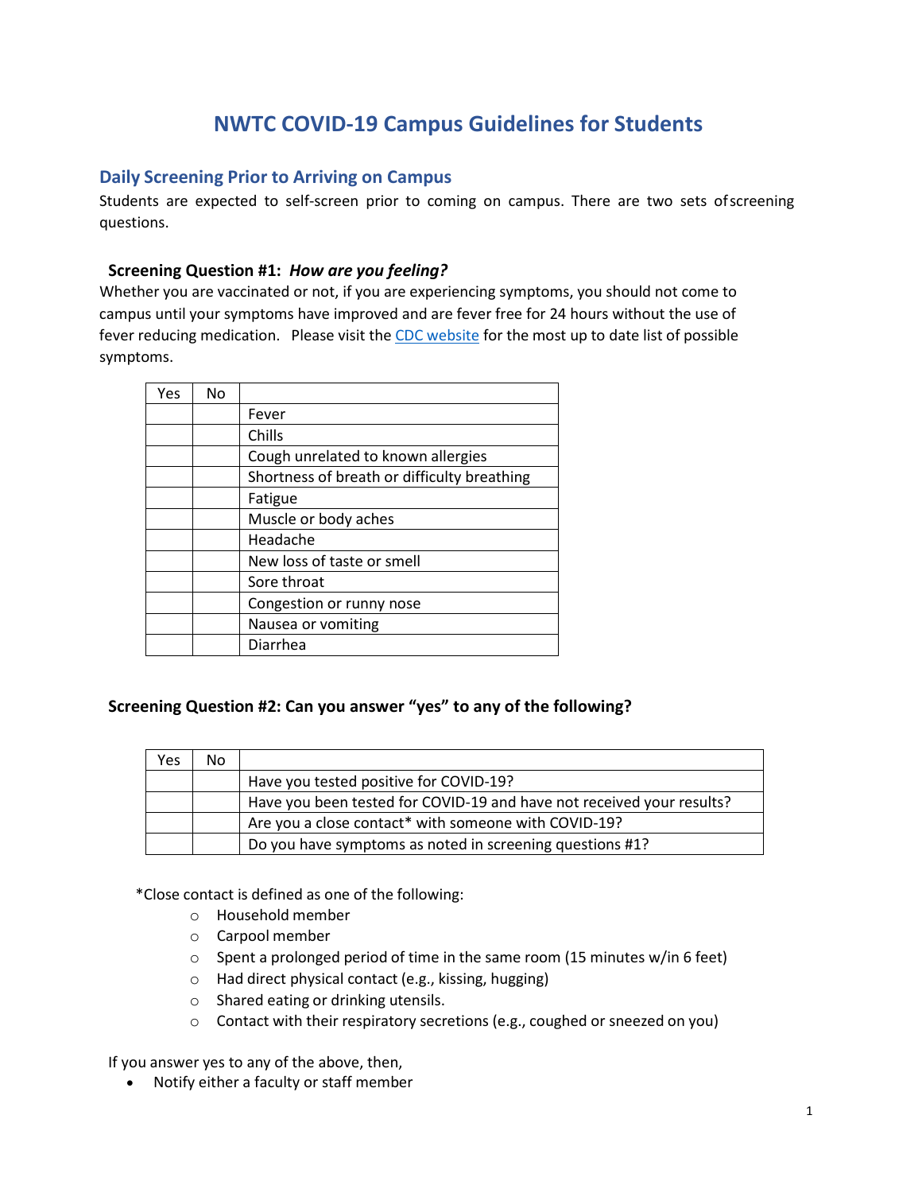# NWTC COVID-19 Campus Guidelines for Students

## Daily Screening Prior to Arriving on Campus

Students are expected to self-screen prior to coming on campus. There are two sets of screening questions.

### Screening Question #1: *How are you feeling?*

Whether you are vaccinated or not, if you are experiencing symptoms, you should not come to campus until your symptoms have improved and are fever free for 24 hours without the use of fever reducing medication. Please visit the CDC website for the most up to date list of possible symptoms.

| Yes | No | |
|---|---|---|
| | | Fever |
| | | Chills |
| | | Cough unrelated to known allergies |
| | | Shortness of breath or difficulty breathing |
| | | Fatigue |
| | | Muscle or body aches |
| | | Headache |
| | | New loss of taste or smell |
| | | Sore throat |
| | | Congestion or runny nose |
| | | Nausea or vomiting |
| | | Diarrhea |

### Screening Question #2: Can you answer "yes" to any of the following?

| Yes | No | |
|---|---|---|
| | | Have you tested positive for COVID-19? |
| | | Have you been tested for COVID-19 and have not received your results? |
| | | Are you a close contact* with someone with COVID-19? |
| | | Do you have symptoms as noted in screening questions #1? |

*Close contact is defined as one of the following:

- Household member
- Carpool member
- Spent a prolonged period of time in the same room (15 minutes w/in 6 feet)
- Had direct physical contact (e.g., kissing, hugging)
- Shared eating or drinking utensils.
- Contact with their respiratory secretions (e.g., coughed or sneezed on you)

If you answer yes to any of the above, then,

- Notify either a faculty or staff member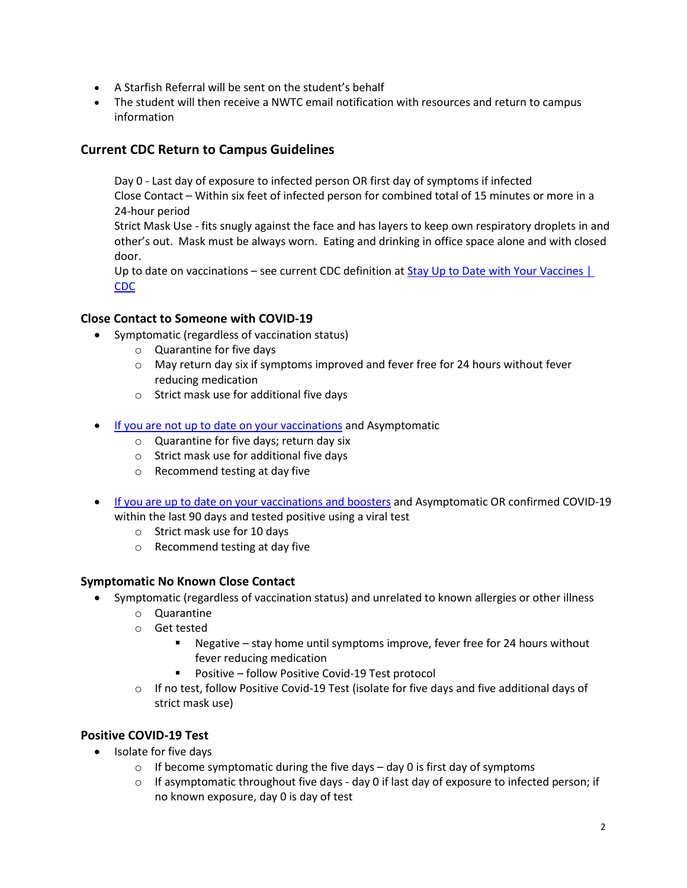- A Starfish Referral will be sent on the student's behalf
- The student will then receive a NWTC email notification with resources and return to campus information

## Current CDC Return to Campus Guidelines

Day 0 - Last day of exposure to infected person OR first day of symptoms if infected
Close Contact – Within six feet of infected person for combined total of 15 minutes or more in a 24-hour period
Strict Mask Use - fits snugly against the face and has layers to keep own respiratory droplets in and other's out. Mask must be always worn. Eating and drinking in office space alone and with closed door.
Up to date on vaccinations – see current CDC definition at [Stay Up to Date with Your Vaccines | CDC]

### Close Contact to Someone with COVID-19

- Symptomatic (regardless of vaccination status)
  - Quarantine for five days
  - May return day six if symptoms improved and fever free for 24 hours without fever reducing medication
  - Strict mask use for additional five days

- [If you are not up to date on your vaccinations] and Asymptomatic
  - Quarantine for five days; return day six
  - Strict mask use for additional five days
  - Recommend testing at day five

- [If you are up to date on your vaccinations and boosters] and Asymptomatic OR confirmed COVID-19 within the last 90 days and tested positive using a viral test
  - Strict mask use for 10 days
  - Recommend testing at day five

### Symptomatic No Known Close Contact

- Symptomatic (regardless of vaccination status) and unrelated to known allergies or other illness
  - Quarantine
  - Get tested
    - Negative – stay home until symptoms improve, fever free for 24 hours without fever reducing medication
    - Positive – follow Positive Covid-19 Test protocol
  - If no test, follow Positive Covid-19 Test (isolate for five days and five additional days of strict mask use)

### Positive COVID-19 Test

- Isolate for five days
  - If become symptomatic during the five days – day 0 is first day of symptoms
  - If asymptomatic throughout five days - day 0 if last day of exposure to infected person; if no known exposure, day 0 is day of test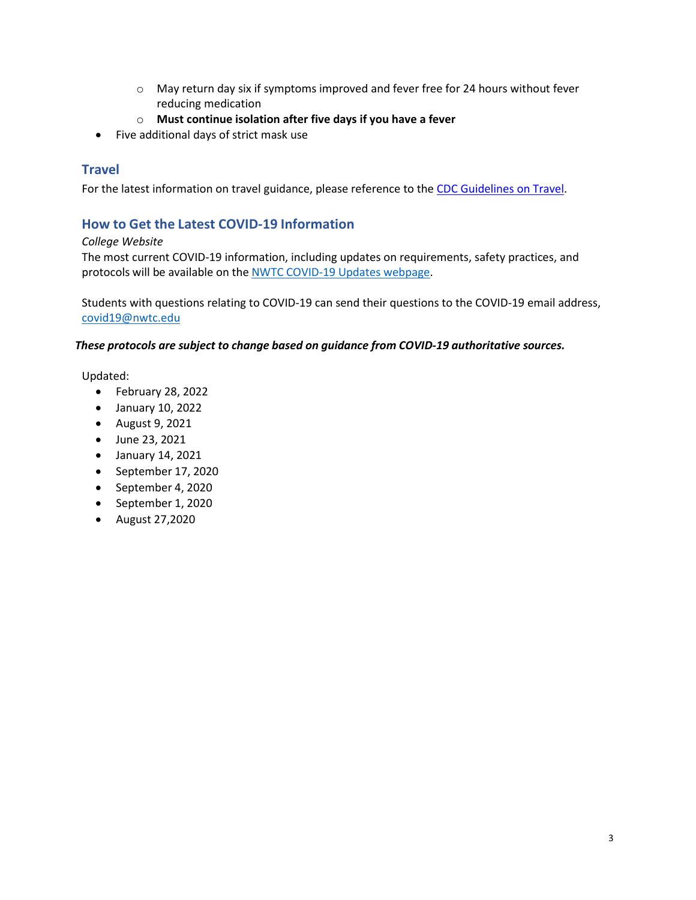- May return day six if symptoms improved and fever free for 24 hours without fever reducing medication
    - **Must continue isolation after five days if you have a fever**
- Five additional days of strict mask use

## Travel

For the latest information on travel guidance, please reference to the [CDC Guidelines on Travel](#).

## How to Get the Latest COVID-19 Information

*College Website*

The most current COVID-19 information, including updates on requirements, safety practices, and protocols will be available on the [NWTC COVID-19 Updates webpage](#).

Students with questions relating to COVID-19 can send their questions to the COVID-19 email address, [covid19@nwtc.edu](mailto:covid19@nwtc.edu)

***These protocols are subject to change based on guidance from COVID-19 authoritative sources.***

Updated:

- February 28, 2022
- January 10, 2022
- August 9, 2021
- June 23, 2021
- January 14, 2021
- September 17, 2020
- September 4, 2020
- September 1, 2020
- August 27,2020